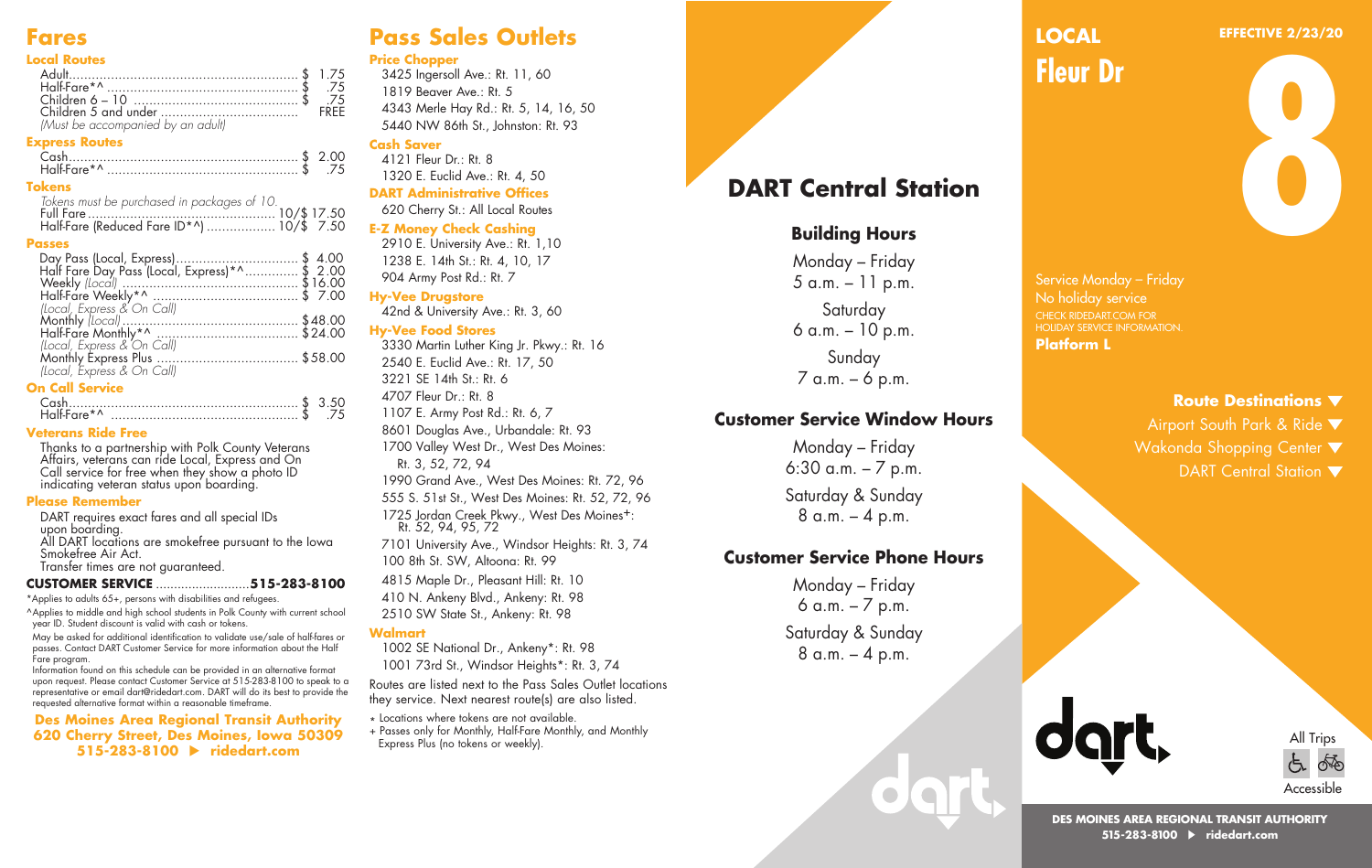# Fares

### Local Routes

| | |
|---|---|
| Adult | $ 1.75 |
| Half-Fare*^ | $ .75 |
| Children 6 – 10 | $ .75 |
| Children 5 and under | FREE |

*(Must be accompanied by an adult)*

### Express Routes

| | |
|---|---|
| Cash | $ 2.00 |
| Half-Fare*^ | $ .75 |

### Tokens

*Tokens must be purchased in packages of 10.*

| | |
|---|---|
| Full Fare | 10/$ 17.50 |
| Half-Fare (Reduced Fare ID*^) | 10/$ 7.50 |

### Passes

| | |
|---|---|
| Day Pass (Local, Express) | $ 4.00 |
| Half Fare Day Pass (Local, Express)*^ | $ 2.00 |
| Weekly *(Local)* | $16.00 |
| Half-Fare Weekly*^ *(Local, Express & On Call)* | $ 7.00 |
| Monthly *(Local)* | $48.00 |
| Half-Fare Monthly*^ *(Local, Express & On Call)* | $24.00 |
| Monthly Express Plus *(Local, Express & On Call)* | $58.00 |

### On Call Service

| | |
|---|---|
| Cash | $ 3.50 |
| Half-Fare*^ | $ .75 |

### Veterans Ride Free

Thanks to a partnership with Polk County Veterans Affairs, veterans can ride Local, Express and On Call service for free when they show a photo ID indicating veteran status upon boarding.

### Please Remember

DART requires exact fares and all special IDs upon boarding.

All DART locations are smokefree pursuant to the Iowa Smokefree Air Act.

Transfer times are not guaranteed.

**CUSTOMER SERVICE ..........................515-283-8100**

*Applies to adults 65+, persons with disabilities and refugees.

^Applies to middle and high school students in Polk County with current school year ID. Student discount is valid with cash or tokens.

May be asked for additional identification to validate use/sale of half-fares or passes. Contact DART Customer Service for more information about the Half Fare program.

Information found on this schedule can be provided in an alternative format upon request. Please contact Customer Service at 515-283-8100 to speak to a representative or email dart@ridedart.com. DART will do its best to provide the requested alternative format within a reasonable timeframe.

**Des Moines Area Regional Transit Authority**
**620 Cherry Street, Des Moines, Iowa 50309**
**515-283-8100 ▶ ridedart.com**

# Pass Sales Outlets

### Price Chopper

3425 Ingersoll Ave.: Rt. 11, 60
1819 Beaver Ave.: Rt. 5
4343 Merle Hay Rd.: Rt. 5, 14, 16, 50
5440 NW 86th St., Johnston: Rt. 93

### Cash Saver

4121 Fleur Dr.: Rt. 8
1320 E. Euclid Ave.: Rt. 4, 50

### DART Administrative Offices

620 Cherry St.: All Local Routes

### E-Z Money Check Cashing

2910 E. University Ave.: Rt. 1,10
1238 E. 14th St.: Rt. 4, 10, 17
904 Army Post Rd.: Rt. 7

### Hy-Vee Drugstore

42nd & University Ave.: Rt. 3, 60

### Hy-Vee Food Stores

3330 Martin Luther King Jr. Pkwy.: Rt. 16
2540 E. Euclid Ave.: Rt. 17, 50
3221 SE 14th St.: Rt. 6
4707 Fleur Dr.: Rt. 8
1107 E. Army Post Rd.: Rt. 6, 7
8601 Douglas Ave., Urbandale: Rt. 93
1700 Valley West Dr., West Des Moines: Rt. 3, 52, 72, 94
1990 Grand Ave., West Des Moines: Rt. 72, 96
555 S. 51st St., West Des Moines: Rt. 52, 72, 96
1725 Jordan Creek Pkwy., West Des Moines+: Rt. 52, 94, 95, 72
7101 University Ave., Windsor Heights: Rt. 3, 74
100 8th St. SW, Altoona: Rt. 99
4815 Maple Dr., Pleasant Hill: Rt. 10
410 N. Ankeny Blvd., Ankeny: Rt. 98
2510 SW State St., Ankeny: Rt. 98

### Walmart

1002 SE National Dr., Ankeny*: Rt. 98
1001 73rd St., Windsor Heights*: Rt. 3, 74

Routes are listed next to the Pass Sales Outlet locations they service. Next nearest route(s) are also listed.

* Locations where tokens are not available.
+ Passes only for Monthly, Half-Fare Monthly, and Monthly Express Plus (no tokens or weekly).

# DART Central Station

### Building Hours

Monday – Friday
5 a.m. – 11 p.m.

Saturday
6 a.m. – 10 p.m.

Sunday
7 a.m. – 6 p.m.

### Customer Service Window Hours

Monday – Friday
6:30 a.m. – 7 p.m.

Saturday & Sunday
8 a.m. – 4 p.m.

### Customer Service Phone Hours

Monday – Friday
6 a.m. – 7 p.m.

Saturday & Sunday
8 a.m. – 4 p.m.

# LOCAL Fleur Dr

**EFFECTIVE 2/23/20**

# 8

Service Monday – Friday
No holiday service
CHECK RIDEDART.COM FOR HOLIDAY SERVICE INFORMATION.

**Platform L**

### Route Destinations ▼

Airport South Park & Ride ▼
Wakonda Shopping Center ▼
DART Central Station ▼

dart

All Trips Accessible

**DES MOINES AREA REGIONAL TRANSIT AUTHORITY**
**515-283-8100 ▶ ridedart.com**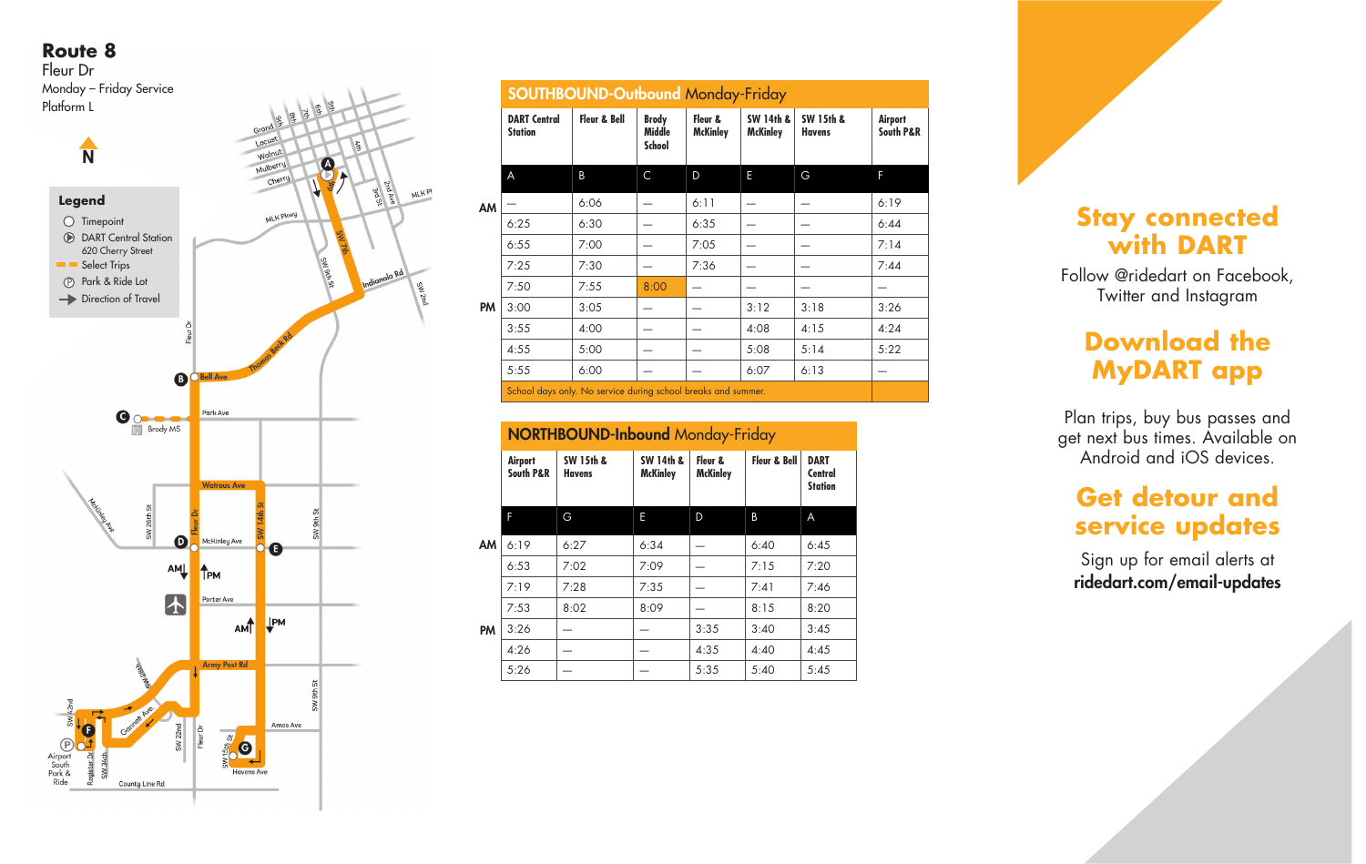# Route 8

Fleur Dr

Monday – Friday Service

Platform L

N

**Legend**

- Timepoint
- DART Central Station 620 Cherry Street
- Select Trips
- Park & Ride Lot
- Direction of Travel

Grand
Locust
Walnut
Mulberry
Cherry
MLK Pkwy
MLK Pkwy
SW 7th
SW 9th St
Indianola Rd
SW 2nd
3rd St
2nd Ave
4th
5th
6th
7th
8th
9th
Fleur Dr
Thomas Beck Rd
Bell Ave
Park Ave
Brody MS
Watrous Ave
McKinley Ave
McKinley Ave
SW 26th St
SW 14th St
SW 9th St
AM
PM
Porter Ave
AM
PM
Army Post Rd
SW 42nd
Airport South Park & Ride
Gannett Ave
SW 22nd
Fleur Dr
SW 15th St
Amos Ave
Havens Ave
SW 9th St
County Line Rd
Register Dr
SW 34th

## SOUTHBOUND-Outbound Monday-Friday

| | DART Central Station | Fleur & Bell | Brody Middle School | Fleur & McKinley | SW 14th & McKinley | SW 15th & Havens | Airport South P&R |
|---|---|---|---|---|---|---|---|
| | A | B | C | D | E | G | F |
| AM | — | 6:06 | — | 6:11 | — | — | 6:19 |
| | 6:25 | 6:30 | — | 6:35 | — | — | 6:44 |
| | 6:55 | 7:00 | — | 7:05 | — | — | 7:14 |
| | 7:25 | 7:30 | — | 7:36 | — | — | 7:44 |
| | 7:50 | 7:55 | 8:00 | — | — | — | — |
| PM | 3:00 | 3:05 | — | — | 3:12 | 3:18 | 3:26 |
| | 3:55 | 4:00 | — | — | 4:08 | 4:15 | 4:24 |
| | 4:55 | 5:00 | — | — | 5:08 | 5:14 | 5:22 |
| | 5:55 | 6:00 | — | — | 6:07 | 6:13 | — |

School days only. No service during school breaks and summer.

## NORTHBOUND-Inbound Monday-Friday

| | Airport South P&R | SW 15th & Havens | SW 14th & McKinley | Fleur & McKinley | Fleur & Bell | DART Central Station |
|---|---|---|---|---|---|---|
| | F | G | E | D | B | A |
| AM | 6:19 | 6:27 | 6:34 | — | 6:40 | 6:45 |
| | 6:53 | 7:02 | 7:09 | — | 7:15 | 7:20 |
| | 7:19 | 7:28 | 7:35 | — | 7:41 | 7:46 |
| | 7:53 | 8:02 | 8:09 | — | 8:15 | 8:20 |
| PM | 3:26 | — | — | 3:35 | 3:40 | 3:45 |
| | 4:26 | — | — | 4:35 | 4:40 | 4:45 |
| | 5:26 | — | — | 5:35 | 5:40 | 5:45 |

## Stay connected with DART

Follow @ridedart on Facebook, Twitter and Instagram

## Download the MyDART app

Plan trips, buy bus passes and get next bus times. Available on Android and iOS devices.

## Get detour and service updates

Sign up for email alerts at **ridedart.com/email-updates**